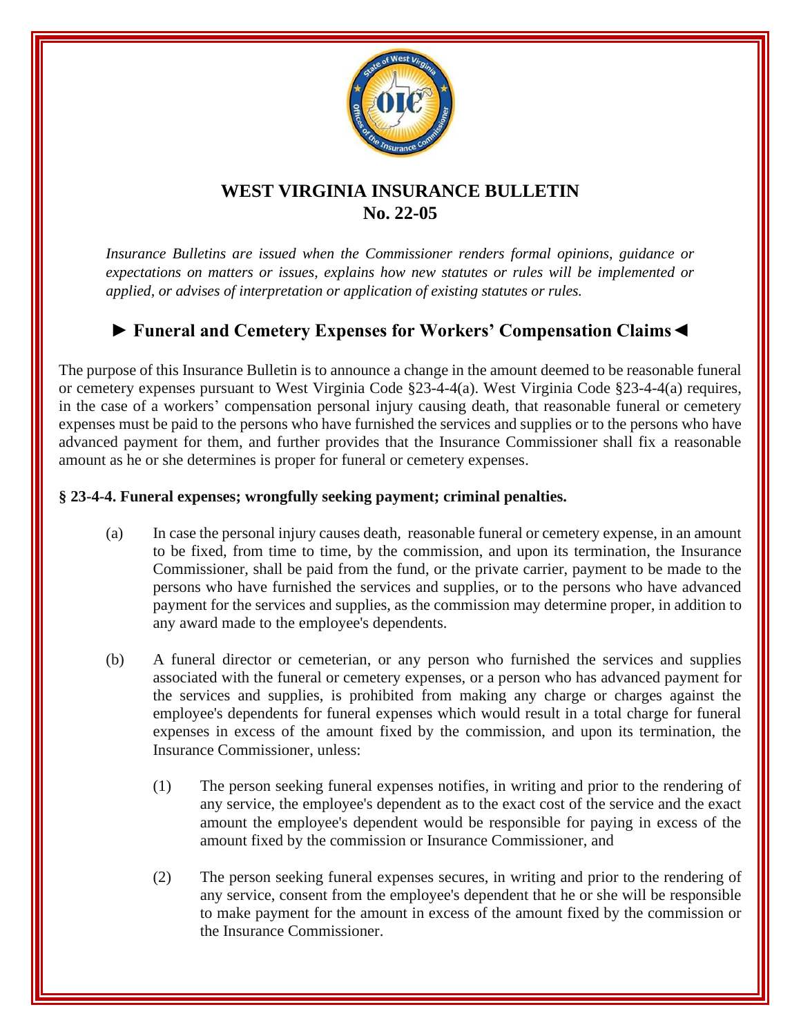# WEST VIRGINIA INSURANCE BULLETIN
# No. 22-05

*Insurance Bulletins are issued when the Commissioner renders formal opinions, guidance or expectations on matters or issues, explains how new statutes or rules will be implemented or applied, or advises of interpretation or application of existing statutes or rules.*

## ► Funeral and Cemetery Expenses for Workers' Compensation Claims ◄

The purpose of this Insurance Bulletin is to announce a change in the amount deemed to be reasonable funeral or cemetery expenses pursuant to West Virginia Code §23-4-4(a). West Virginia Code §23-4-4(a) requires, in the case of a workers' compensation personal injury causing death, that reasonable funeral or cemetery expenses must be paid to the persons who have furnished the services and supplies or to the persons who have advanced payment for them, and further provides that the Insurance Commissioner shall fix a reasonable amount as he or she determines is proper for funeral or cemetery expenses.

**§ 23-4-4. Funeral expenses; wrongfully seeking payment; criminal penalties.**

(a) In case the personal injury causes death, reasonable funeral or cemetery expense, in an amount to be fixed, from time to time, by the commission, and upon its termination, the Insurance Commissioner, shall be paid from the fund, or the private carrier, payment to be made to the persons who have furnished the services and supplies, or to the persons who have advanced payment for the services and supplies, as the commission may determine proper, in addition to any award made to the employee's dependents.

(b) A funeral director or cemeterian, or any person who furnished the services and supplies associated with the funeral or cemetery expenses, or a person who has advanced payment for the services and supplies, is prohibited from making any charge or charges against the employee's dependents for funeral expenses which would result in a total charge for funeral expenses in excess of the amount fixed by the commission, and upon its termination, the Insurance Commissioner, unless:

(1) The person seeking funeral expenses notifies, in writing and prior to the rendering of any service, the employee's dependent as to the exact cost of the service and the exact amount the employee's dependent would be responsible for paying in excess of the amount fixed by the commission or Insurance Commissioner, and

(2) The person seeking funeral expenses secures, in writing and prior to the rendering of any service, consent from the employee's dependent that he or she will be responsible to make payment for the amount in excess of the amount fixed by the commission or the Insurance Commissioner.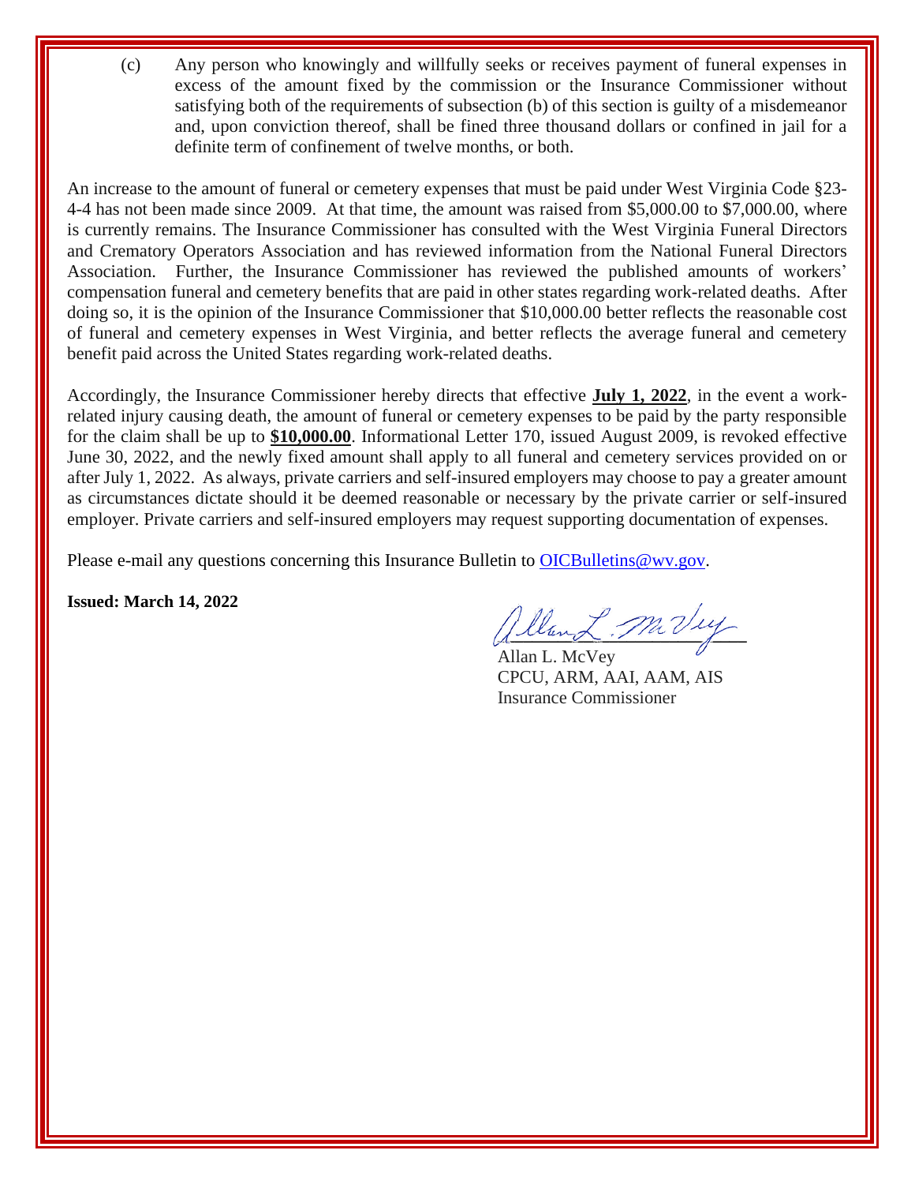(c) Any person who knowingly and willfully seeks or receives payment of funeral expenses in excess of the amount fixed by the commission or the Insurance Commissioner without satisfying both of the requirements of subsection (b) of this section is guilty of a misdemeanor and, upon conviction thereof, shall be fined three thousand dollars or confined in jail for a definite term of confinement of twelve months, or both.

An increase to the amount of funeral or cemetery expenses that must be paid under West Virginia Code §23-4-4 has not been made since 2009. At that time, the amount was raised from $5,000.00 to $7,000.00, where is currently remains. The Insurance Commissioner has consulted with the West Virginia Funeral Directors and Crematory Operators Association and has reviewed information from the National Funeral Directors Association. Further, the Insurance Commissioner has reviewed the published amounts of workers' compensation funeral and cemetery benefits that are paid in other states regarding work-related deaths. After doing so, it is the opinion of the Insurance Commissioner that $10,000.00 better reflects the reasonable cost of funeral and cemetery expenses in West Virginia, and better reflects the average funeral and cemetery benefit paid across the United States regarding work-related deaths.

Accordingly, the Insurance Commissioner hereby directs that effective **July 1, 2022**, in the event a work-related injury causing death, the amount of funeral or cemetery expenses to be paid by the party responsible for the claim shall be up to **$10,000.00**. Informational Letter 170, issued August 2009, is revoked effective June 30, 2022, and the newly fixed amount shall apply to all funeral and cemetery services provided on or after July 1, 2022. As always, private carriers and self-insured employers may choose to pay a greater amount as circumstances dictate should it be deemed reasonable or necessary by the private carrier or self-insured employer. Private carriers and self-insured employers may request supporting documentation of expenses.

Please e-mail any questions concerning this Insurance Bulletin to OICBulletins@wv.gov.

**Issued: March 14, 2022**

Allan L. McVey
CPCU, ARM, AAI, AAM, AIS
Insurance Commissioner